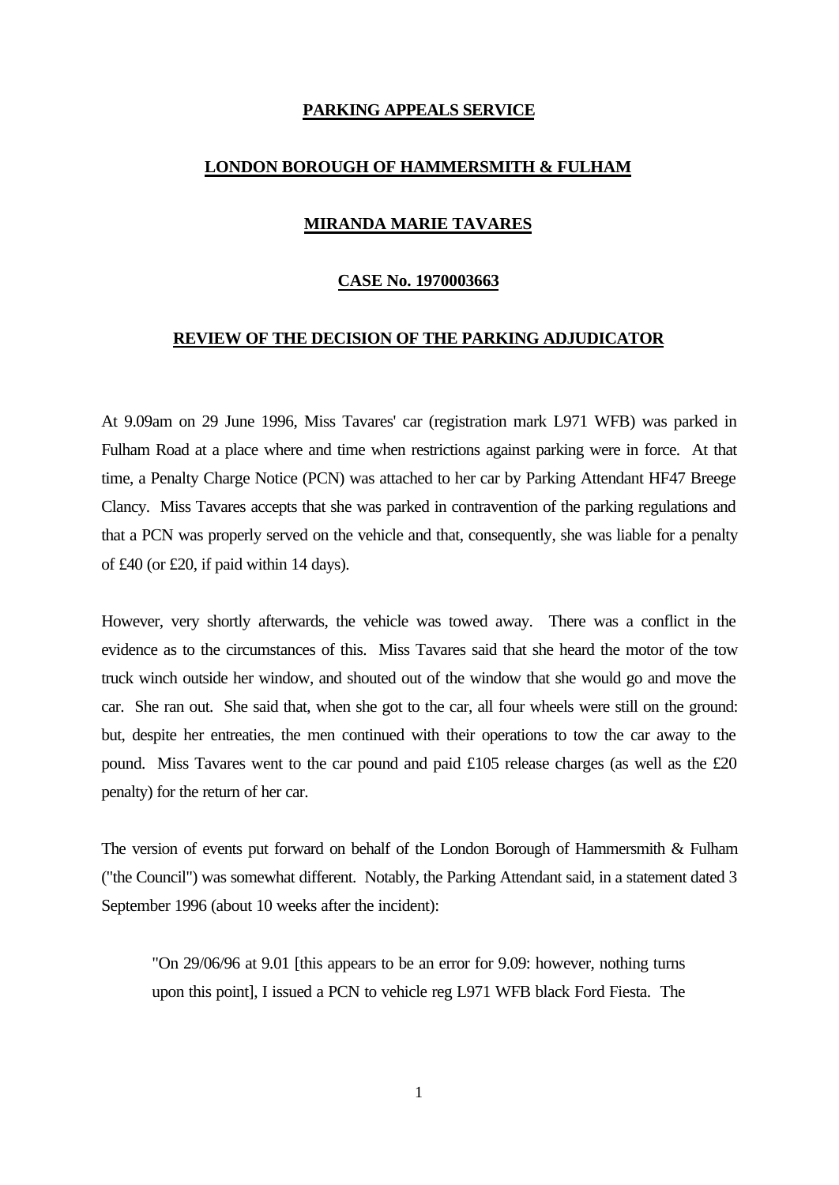**PARKING APPEALS SERVICE**

**LONDON BOROUGH OF HAMMERSMITH & FULHAM**

**MIRANDA MARIE TAVARES**

**CASE No. 1970003663**

**REVIEW OF THE DECISION OF THE PARKING ADJUDICATOR**

At 9.09am on 29 June 1996, Miss Tavares' car (registration mark L971 WFB) was parked in Fulham Road at a place where and time when restrictions against parking were in force. At that time, a Penalty Charge Notice (PCN) was attached to her car by Parking Attendant HF47 Breege Clancy. Miss Tavares accepts that she was parked in contravention of the parking regulations and that a PCN was properly served on the vehicle and that, consequently, she was liable for a penalty of £40 (or £20, if paid within 14 days).

However, very shortly afterwards, the vehicle was towed away. There was a conflict in the evidence as to the circumstances of this. Miss Tavares said that she heard the motor of the tow truck winch outside her window, and shouted out of the window that she would go and move the car. She ran out. She said that, when she got to the car, all four wheels were still on the ground: but, despite her entreaties, the men continued with their operations to tow the car away to the pound. Miss Tavares went to the car pound and paid £105 release charges (as well as the £20 penalty) for the return of her car.

The version of events put forward on behalf of the London Borough of Hammersmith & Fulham ("the Council") was somewhat different. Notably, the Parking Attendant said, in a statement dated 3 September 1996 (about 10 weeks after the incident):

> "On 29/06/96 at 9.01 [this appears to be an error for 9.09: however, nothing turns upon this point], I issued a PCN to vehicle reg L971 WFB black Ford Fiesta. The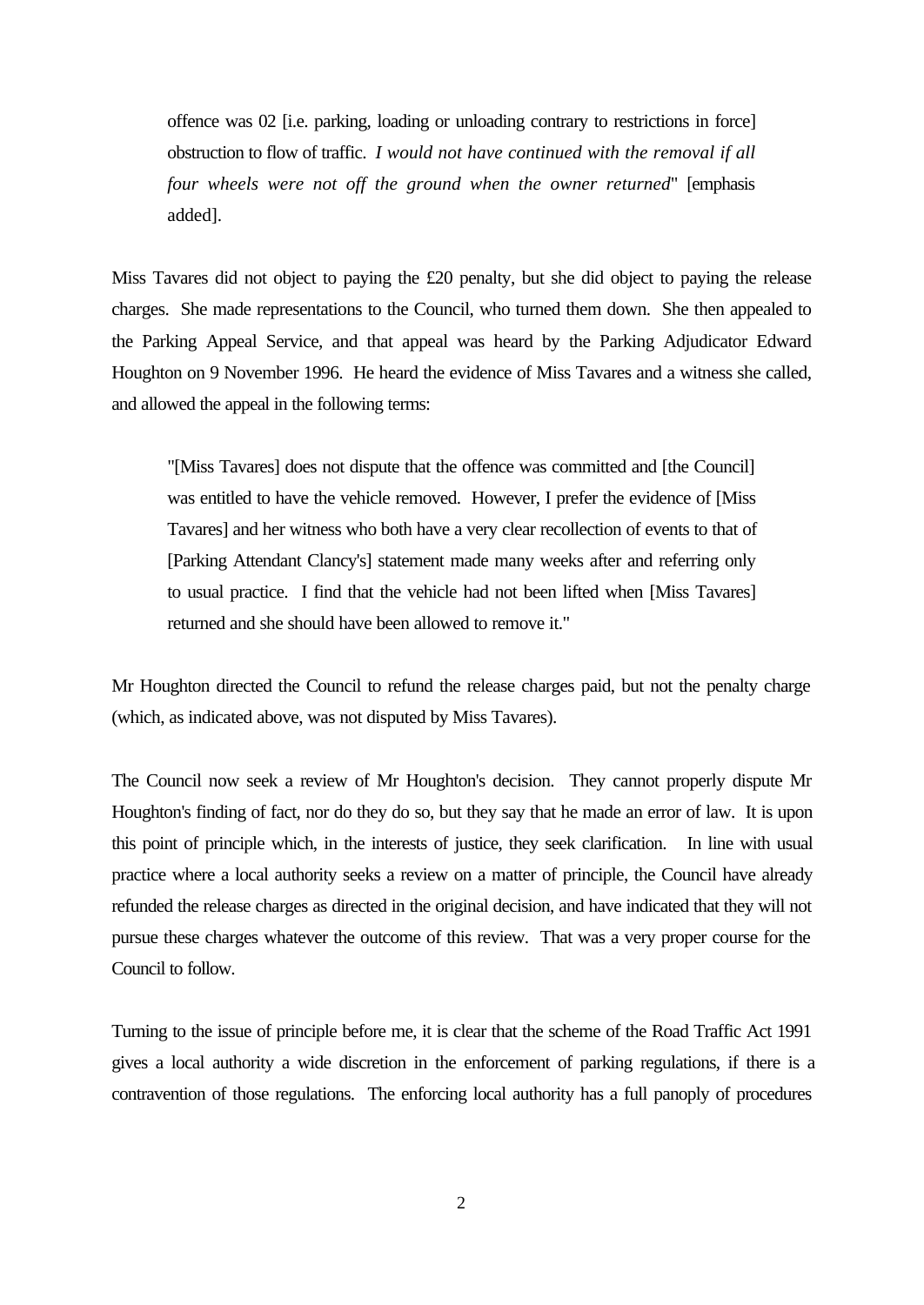> offence was 02 [i.e. parking, loading or unloading contrary to restrictions in force] obstruction to flow of traffic. *I would not have continued with the removal if all four wheels were not off the ground when the owner returned*" [emphasis added].

Miss Tavares did not object to paying the £20 penalty, but she did object to paying the release charges. She made representations to the Council, who turned them down. She then appealed to the Parking Appeal Service, and that appeal was heard by the Parking Adjudicator Edward Houghton on 9 November 1996. He heard the evidence of Miss Tavares and a witness she called, and allowed the appeal in the following terms:

> "[Miss Tavares] does not dispute that the offence was committed and [the Council] was entitled to have the vehicle removed. However, I prefer the evidence of [Miss Tavares] and her witness who both have a very clear recollection of events to that of [Parking Attendant Clancy's] statement made many weeks after and referring only to usual practice. I find that the vehicle had not been lifted when [Miss Tavares] returned and she should have been allowed to remove it."

Mr Houghton directed the Council to refund the release charges paid, but not the penalty charge (which, as indicated above, was not disputed by Miss Tavares).

The Council now seek a review of Mr Houghton's decision. They cannot properly dispute Mr Houghton's finding of fact, nor do they do so, but they say that he made an error of law. It is upon this point of principle which, in the interests of justice, they seek clarification. In line with usual practice where a local authority seeks a review on a matter of principle, the Council have already refunded the release charges as directed in the original decision, and have indicated that they will not pursue these charges whatever the outcome of this review. That was a very proper course for the Council to follow.

Turning to the issue of principle before me, it is clear that the scheme of the Road Traffic Act 1991 gives a local authority a wide discretion in the enforcement of parking regulations, if there is a contravention of those regulations. The enforcing local authority has a full panoply of procedures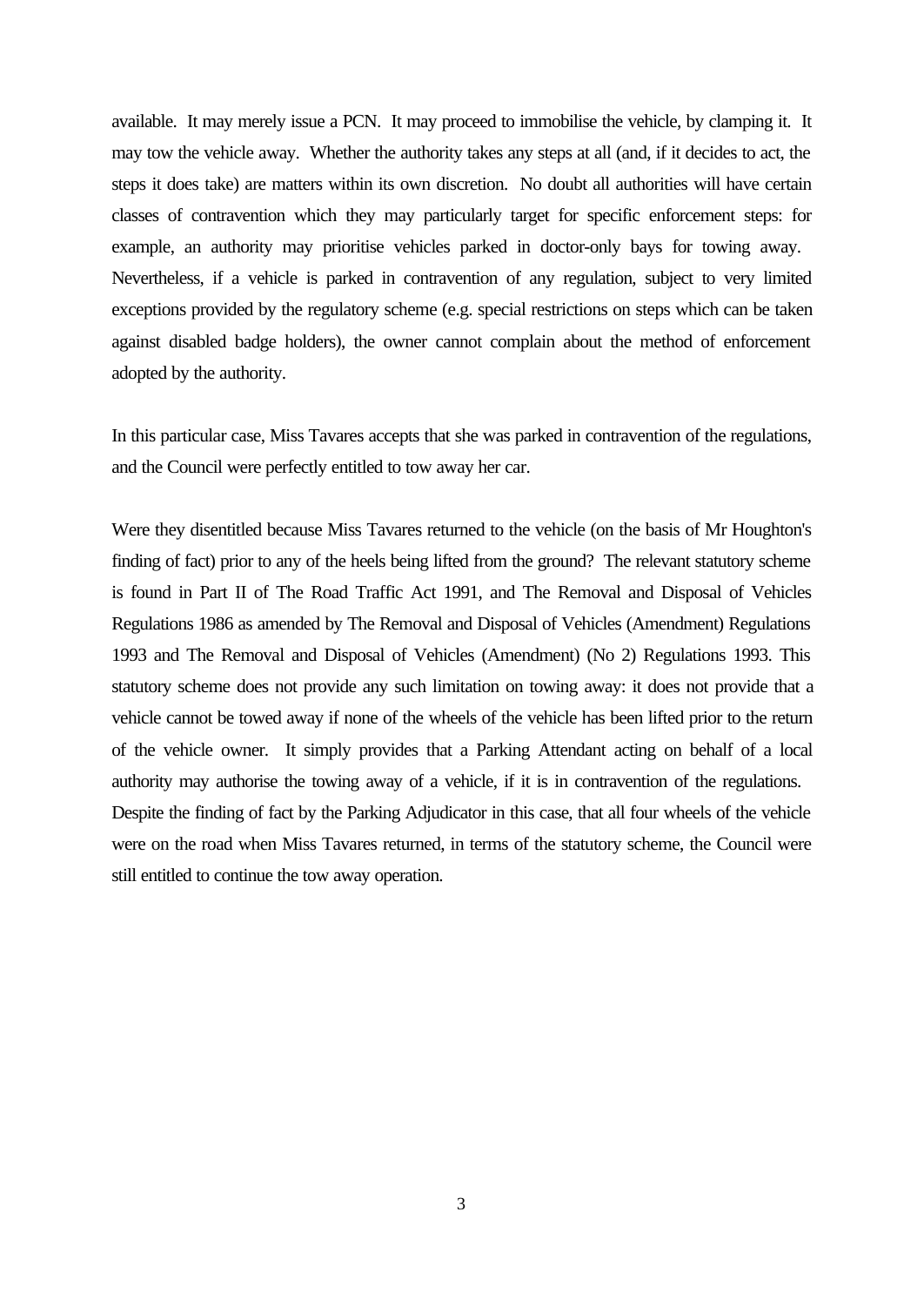available. It may merely issue a PCN. It may proceed to immobilise the vehicle, by clamping it. It may tow the vehicle away. Whether the authority takes any steps at all (and, if it decides to act, the steps it does take) are matters within its own discretion. No doubt all authorities will have certain classes of contravention which they may particularly target for specific enforcement steps: for example, an authority may prioritise vehicles parked in doctor-only bays for towing away. Nevertheless, if a vehicle is parked in contravention of any regulation, subject to very limited exceptions provided by the regulatory scheme (e.g. special restrictions on steps which can be taken against disabled badge holders), the owner cannot complain about the method of enforcement adopted by the authority.

In this particular case, Miss Tavares accepts that she was parked in contravention of the regulations, and the Council were perfectly entitled to tow away her car.

Were they disentitled because Miss Tavares returned to the vehicle (on the basis of Mr Houghton's finding of fact) prior to any of the heels being lifted from the ground? The relevant statutory scheme is found in Part II of The Road Traffic Act 1991, and The Removal and Disposal of Vehicles Regulations 1986 as amended by The Removal and Disposal of Vehicles (Amendment) Regulations 1993 and The Removal and Disposal of Vehicles (Amendment) (No 2) Regulations 1993. This statutory scheme does not provide any such limitation on towing away: it does not provide that a vehicle cannot be towed away if none of the wheels of the vehicle has been lifted prior to the return of the vehicle owner. It simply provides that a Parking Attendant acting on behalf of a local authority may authorise the towing away of a vehicle, if it is in contravention of the regulations. Despite the finding of fact by the Parking Adjudicator in this case, that all four wheels of the vehicle were on the road when Miss Tavares returned, in terms of the statutory scheme, the Council were still entitled to continue the tow away operation.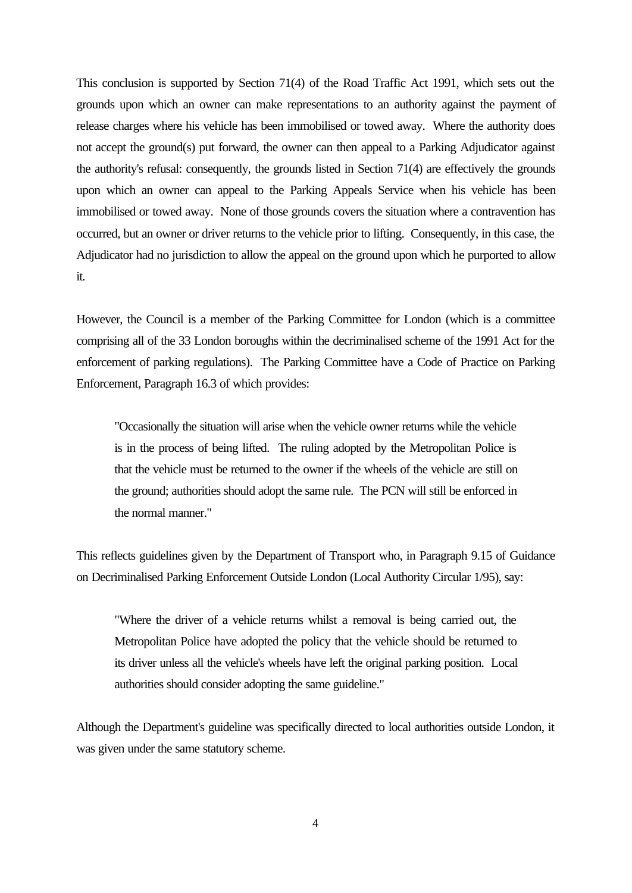This conclusion is supported by Section 71(4) of the Road Traffic Act 1991, which sets out the grounds upon which an owner can make representations to an authority against the payment of release charges where his vehicle has been immobilised or towed away. Where the authority does not accept the ground(s) put forward, the owner can then appeal to a Parking Adjudicator against the authority's refusal: consequently, the grounds listed in Section 71(4) are effectively the grounds upon which an owner can appeal to the Parking Appeals Service when his vehicle has been immobilised or towed away. None of those grounds covers the situation where a contravention has occurred, but an owner or driver returns to the vehicle prior to lifting. Consequently, in this case, the Adjudicator had no jurisdiction to allow the appeal on the ground upon which he purported to allow it.

However, the Council is a member of the Parking Committee for London (which is a committee comprising all of the 33 London boroughs within the decriminalised scheme of the 1991 Act for the enforcement of parking regulations). The Parking Committee have a Code of Practice on Parking Enforcement, Paragraph 16.3 of which provides:

> "Occasionally the situation will arise when the vehicle owner returns while the vehicle is in the process of being lifted. The ruling adopted by the Metropolitan Police is that the vehicle must be returned to the owner if the wheels of the vehicle are still on the ground; authorities should adopt the same rule. The PCN will still be enforced in the normal manner."

This reflects guidelines given by the Department of Transport who, in Paragraph 9.15 of Guidance on Decriminalised Parking Enforcement Outside London (Local Authority Circular 1/95), say:

> "Where the driver of a vehicle returns whilst a removal is being carried out, the Metropolitan Police have adopted the policy that the vehicle should be returned to its driver unless all the vehicle's wheels have left the original parking position. Local authorities should consider adopting the same guideline."

Although the Department's guideline was specifically directed to local authorities outside London, it was given under the same statutory scheme.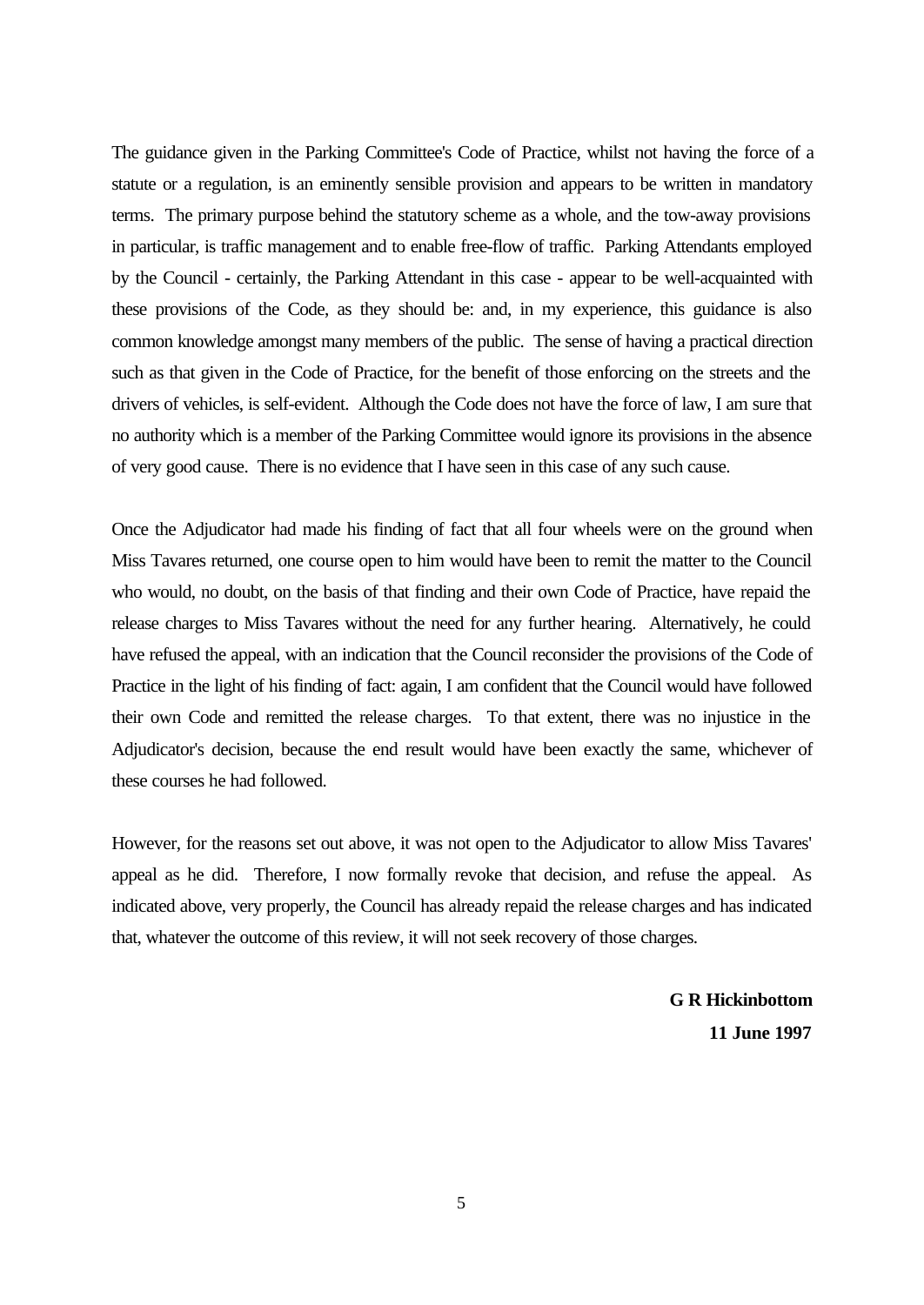The guidance given in the Parking Committee's Code of Practice, whilst not having the force of a statute or a regulation, is an eminently sensible provision and appears to be written in mandatory terms. The primary purpose behind the statutory scheme as a whole, and the tow-away provisions in particular, is traffic management and to enable free-flow of traffic. Parking Attendants employed by the Council - certainly, the Parking Attendant in this case - appear to be well-acquainted with these provisions of the Code, as they should be: and, in my experience, this guidance is also common knowledge amongst many members of the public. The sense of having a practical direction such as that given in the Code of Practice, for the benefit of those enforcing on the streets and the drivers of vehicles, is self-evident. Although the Code does not have the force of law, I am sure that no authority which is a member of the Parking Committee would ignore its provisions in the absence of very good cause. There is no evidence that I have seen in this case of any such cause.

Once the Adjudicator had made his finding of fact that all four wheels were on the ground when Miss Tavares returned, one course open to him would have been to remit the matter to the Council who would, no doubt, on the basis of that finding and their own Code of Practice, have repaid the release charges to Miss Tavares without the need for any further hearing. Alternatively, he could have refused the appeal, with an indication that the Council reconsider the provisions of the Code of Practice in the light of his finding of fact: again, I am confident that the Council would have followed their own Code and remitted the release charges. To that extent, there was no injustice in the Adjudicator's decision, because the end result would have been exactly the same, whichever of these courses he had followed.

However, for the reasons set out above, it was not open to the Adjudicator to allow Miss Tavares' appeal as he did. Therefore, I now formally revoke that decision, and refuse the appeal. As indicated above, very properly, the Council has already repaid the release charges and has indicated that, whatever the outcome of this review, it will not seek recovery of those charges.

**G R Hickinbottom**
**11 June 1997**